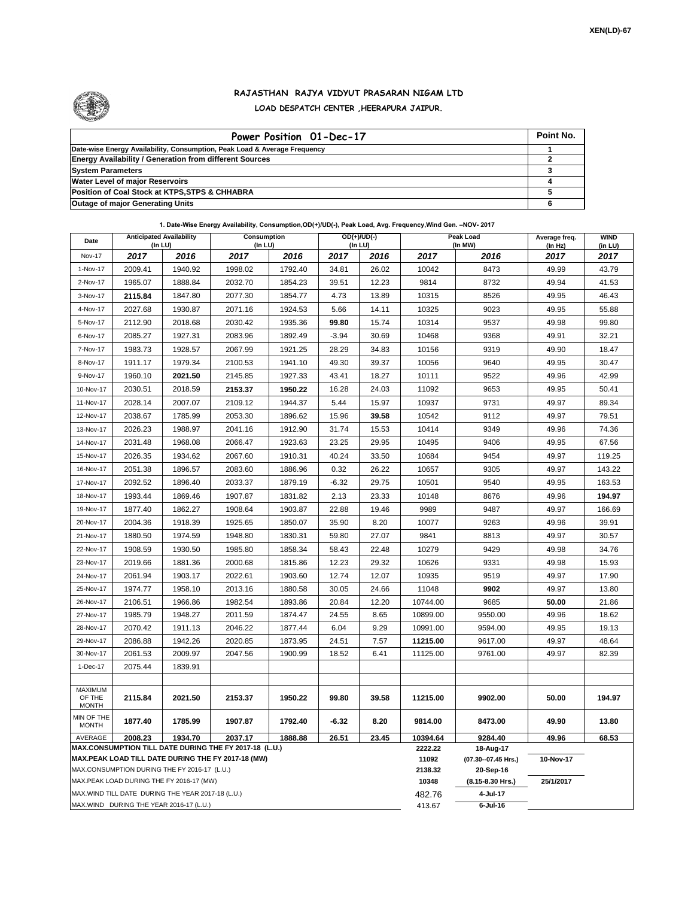XEN(LD)-67

# RAJASTHAN RAJYA VIDYUT PRASARAN NIGAM LTD

## LOAD DESPATCH CENTER ,HEERAPURA JAIPUR.

| Power Position 01-Dec-17 | Point No. |
|---|---|
| Date-wise Energy Availability, Consumption, Peak Load & Average Frequency | 1 |
| Energy Availability / Generation from different Sources | 2 |
| System Parameters | 3 |
| Water Level of major Reservoirs | 4 |
| Position of Coal Stock at KTPS,STPS & CHHABRA | 5 |
| Outage of major Generating Units | 6 |

**1. Date-Wise Energy Availability, Consumption,OD(+)/UD(-), Peak Load, Avg. Frequency,Wind Gen. –NOV- 2017**

| Date | Anticipated Availability (In LU) | | Consumption (In LU) | | OD(+)/UD(-) (In LU) | | Peak Load (In MW) | | Average freq. (In Hz) | WIND (in LU) |
|---|---|---|---|---|---|---|---|---|---|---|
| Nov-17 | 2017 | 2016 | 2017 | 2016 | 2017 | 2016 | 2017 | 2016 | 2017 | 2017 |
| 1-Nov-17 | 2009.41 | 1940.92 | 1998.02 | 1792.40 | 34.81 | 26.02 | 10042 | 8473 | 49.99 | 43.79 |
| 2-Nov-17 | 1965.07 | 1888.84 | 2032.70 | 1854.23 | 39.51 | 12.23 | 9814 | 8732 | 49.94 | 41.53 |
| 3-Nov-17 | **2115.84** | 1847.80 | 2077.30 | 1854.77 | 4.73 | 13.89 | 10315 | 8526 | 49.95 | 46.43 |
| 4-Nov-17 | 2027.68 | 1930.87 | 2071.16 | 1924.53 | 5.66 | 14.11 | 10325 | 9023 | 49.95 | 55.88 |
| 5-Nov-17 | 2112.90 | 2018.68 | 2030.42 | 1935.36 | **99.80** | 15.74 | 10314 | 9537 | 49.98 | 99.80 |
| 6-Nov-17 | 2085.27 | 1927.31 | 2083.96 | 1892.49 | -3.94 | 30.69 | 10468 | 9368 | 49.91 | 32.21 |
| 7-Nov-17 | 1983.73 | 1928.57 | 2067.99 | 1921.25 | 28.29 | 34.83 | 10156 | 9319 | 49.90 | 18.47 |
| 8-Nov-17 | 1911.17 | 1979.34 | 2100.53 | 1941.10 | 49.30 | 39.37 | 10056 | 9640 | 49.95 | 30.47 |
| 9-Nov-17 | 1960.10 | **2021.50** | 2145.85 | 1927.33 | 43.41 | 18.27 | 10111 | 9522 | 49.96 | 42.99 |
| 10-Nov-17 | 2030.51 | 2018.59 | **2153.37** | **1950.22** | 16.28 | 24.03 | 11092 | 9653 | 49.95 | 50.41 |
| 11-Nov-17 | 2028.14 | 2007.07 | 2109.12 | 1944.37 | 5.44 | 15.97 | 10937 | 9731 | 49.97 | 89.34 |
| 12-Nov-17 | 2038.67 | 1785.99 | 2053.30 | 1896.62 | 15.96 | **39.58** | 10542 | 9112 | 49.97 | 79.51 |
| 13-Nov-17 | 2026.23 | 1988.97 | 2041.16 | 1912.90 | 31.74 | 15.53 | 10414 | 9349 | 49.96 | 74.36 |
| 14-Nov-17 | 2031.48 | 1968.08 | 2066.47 | 1923.63 | 23.25 | 29.95 | 10495 | 9406 | 49.95 | 67.56 |
| 15-Nov-17 | 2026.35 | 1934.62 | 2067.60 | 1910.31 | 40.24 | 33.50 | 10684 | 9454 | 49.97 | 119.25 |
| 16-Nov-17 | 2051.38 | 1896.57 | 2083.60 | 1886.96 | 0.32 | 26.22 | 10657 | 9305 | 49.97 | 143.22 |
| 17-Nov-17 | 2092.52 | 1896.40 | 2033.37 | 1879.19 | -6.32 | 29.75 | 10501 | 9540 | 49.95 | 163.53 |
| 18-Nov-17 | 1993.44 | 1869.46 | 1907.87 | 1831.82 | 2.13 | 23.33 | 10148 | 8676 | 49.96 | **194.97** |
| 19-Nov-17 | 1877.40 | 1862.27 | 1908.64 | 1903.87 | 22.88 | 19.46 | 9989 | 9487 | 49.97 | 166.69 |
| 20-Nov-17 | 2004.36 | 1918.39 | 1925.65 | 1850.07 | 35.90 | 8.20 | 10077 | 9263 | 49.96 | 39.91 |
| 21-Nov-17 | 1880.50 | 1974.59 | 1948.80 | 1830.31 | 59.80 | 27.07 | 9841 | 8813 | 49.97 | 30.57 |
| 22-Nov-17 | 1908.59 | 1930.50 | 1985.80 | 1858.34 | 58.43 | 22.48 | 10279 | 9429 | 49.98 | 34.76 |
| 23-Nov-17 | 2019.66 | 1881.36 | 2000.68 | 1815.86 | 12.23 | 29.32 | 10626 | 9331 | 49.98 | 15.93 |
| 24-Nov-17 | 2061.94 | 1903.17 | 2022.61 | 1903.60 | 12.74 | 12.07 | 10935 | 9519 | 49.97 | 17.90 |
| 25-Nov-17 | 1974.77 | 1958.10 | 2013.16 | 1880.58 | 30.05 | 24.66 | 11048 | **9902** | 49.97 | 13.80 |
| 26-Nov-17 | 2106.51 | 1966.86 | 1982.54 | 1893.86 | 20.84 | 12.20 | 10744.00 | 9685 | **50.00** | 21.86 |
| 27-Nov-17 | 1985.79 | 1948.27 | 2011.59 | 1874.47 | 24.55 | 8.65 | 10899.00 | 9550.00 | 49.96 | 18.62 |
| 28-Nov-17 | 2070.42 | 1911.13 | 2046.22 | 1877.44 | 6.04 | 9.29 | 10991.00 | 9594.00 | 49.95 | 19.13 |
| 29-Nov-17 | 2086.88 | 1942.26 | 2020.85 | 1873.95 | 24.51 | 7.57 | **11215.00** | 9617.00 | 49.97 | 48.64 |
| 30-Nov-17 | 2061.53 | 2009.97 | 2047.56 | 1900.99 | 18.52 | 6.41 | 11125.00 | 9761.00 | 49.97 | 82.39 |
| 1-Dec-17 | 2075.44 | 1839.91 | | | | | | | | |
| MAXIMUM OF THE MONTH | **2115.84** | **2021.50** | **2153.37** | **1950.22** | **99.80** | **39.58** | **11215.00** | **9902.00** | **50.00** | **194.97** |
| MIN OF THE MONTH | **1877.40** | **1785.99** | **1907.87** | **1792.40** | **-6.32** | **8.20** | **9814.00** | **8473.00** | **49.90** | **13.80** |
| AVERAGE | **2008.23** | **1934.70** | **2037.17** | **1888.88** | **26.51** | **23.45** | **10394.64** | **9284.40** | **49.96** | **68.53** |
| **MAX.CONSUMPTION TILL DATE DURING THE FY 2017-18 (L.U.)** | | | | | | | **2222.22** | **18-Aug-17** | | |
| **MAX.PEAK LOAD TILL DATE DURING THE FY 2017-18 (MW)** | | | | | | | **11092** | **(07.30--07.45 Hrs.)** | **10-Nov-17** | |
| MAX.CONSUMPTION DURING THE FY 2016-17 (L.U.) | | | | | | | **2138.32** | **20-Sep-16** | | |
| MAX.PEAK LOAD DURING THE FY 2016-17 (MW) | | | | | | | **10348** | **(8.15-8.30 Hrs.)** | **25/1/2017** | |
| MAX.WIND TILL DATE DURING THE YEAR 2017-18 (L.U.) | | | | | | | 482.76 | **4-Jul-17** | | |
| MAX.WIND DURING THE YEAR 2016-17 (L.U.) | | | | | | | 413.67 | **6-Jul-16** | | |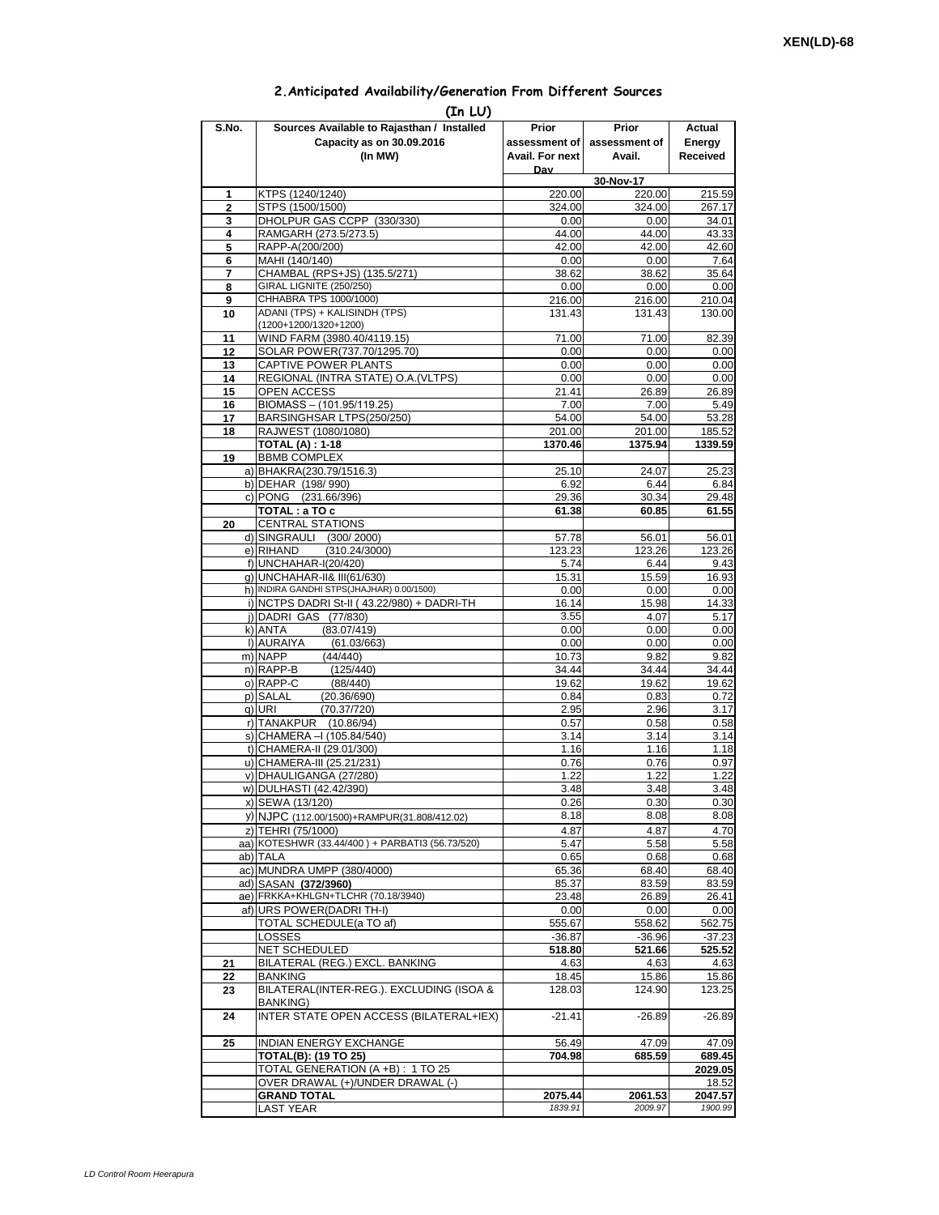XEN(LD)-68

## 2. Anticipated Availability/Generation From Different Sources

**(In LU)**

| S.No. | Sources Available to Rajasthan / Installed Capacity as on 30.09.2016 (In MW) | Prior assessment of Avail. For next Day | Prior assessment of Avail. | Actual Energy Received |
|---|---|---|---|---|
| | | | 30-Nov-17 | |
| 1 | KTPS (1240/1240) | 220.00 | 220.00 | 215.59 |
| 2 | STPS (1500/1500) | 324.00 | 324.00 | 267.17 |
| 3 | DHOLPUR GAS CCPP (330/330) | 0.00 | 0.00 | 34.01 |
| 4 | RAMGARH (273.5/273.5) | 44.00 | 44.00 | 43.33 |
| 5 | RAPP-A(200/200) | 42.00 | 42.00 | 42.60 |
| 6 | MAHI (140/140) | 0.00 | 0.00 | 7.64 |
| 7 | CHAMBAL (RPS+JS) (135.5/271) | 38.62 | 38.62 | 35.64 |
| 8 | GIRAL LIGNITE (250/250) | 0.00 | 0.00 | 0.00 |
| 9 | CHHABRA TPS 1000/1000) | 216.00 | 216.00 | 210.04 |
| 10 | ADANI (TPS) + KALISINDH (TPS) (1200+1200/1320+1200) | 131.43 | 131.43 | 130.00 |
| 11 | WIND FARM (3980.40/4119.15) | 71.00 | 71.00 | 82.39 |
| 12 | SOLAR POWER(737.70/1295.70) | 0.00 | 0.00 | 0.00 |
| 13 | CAPTIVE POWER PLANTS | 0.00 | 0.00 | 0.00 |
| 14 | REGIONAL (INTRA STATE) O.A.(VLTPS) | 0.00 | 0.00 | 0.00 |
| 15 | OPEN ACCESS | 21.41 | 26.89 | 26.89 |
| 16 | BIOMASS – (101.95/119.25) | 7.00 | 7.00 | 5.49 |
| 17 | BARSINGHSAR LTPS(250/250) | 54.00 | 54.00 | 53.28 |
| 18 | RAJWEST (1080/1080) | 201.00 | 201.00 | 185.52 |
| | **TOTAL (A) : 1-18** | **1370.46** | **1375.94** | **1339.59** |
| 19 | BBMB COMPLEX | | | |
| | a) BHAKRA(230.79/1516.3) | 25.10 | 24.07 | 25.23 |
| | b) DEHAR (198/ 990) | 6.92 | 6.44 | 6.84 |
| | c) PONG (231.66/396) | 29.36 | 30.34 | 29.48 |
| | **TOTAL : a TO c** | **61.38** | **60.85** | **61.55** |
| 20 | CENTRAL STATIONS | | | |
| | d) SINGRAULI (300/ 2000) | 57.78 | 56.01 | 56.01 |
| | e) RIHAND (310.24/3000) | 123.23 | 123.26 | 123.26 |
| | f) UNCHAHAR-I(20/420) | 5.74 | 6.44 | 9.43 |
| | g) UNCHAHAR-II& III(61/630) | 15.31 | 15.59 | 16.93 |
| | h) INDIRA GANDHI STPS(JHAJHAR) 0.00/1500) | 0.00 | 0.00 | 0.00 |
| | i) NCTPS DADRI St-II ( 43.22/980) + DADRI-TH | 16.14 | 15.98 | 14.33 |
| | j) DADRI GAS (77/830) | 3.55 | 4.07 | 5.17 |
| | k) ANTA (83.07/419) | 0.00 | 0.00 | 0.00 |
| | l) AURAIYA (61.03/663) | 0.00 | 0.00 | 0.00 |
| | m) NAPP (44/440) | 10.73 | 9.82 | 9.82 |
| | n) RAPP-B (125/440) | 34.44 | 34.44 | 34.44 |
| | o) RAPP-C (88/440) | 19.62 | 19.62 | 19.62 |
| | p) SALAL (20.36/690) | 0.84 | 0.83 | 0.72 |
| | q) URI (70.37/720) | 2.95 | 2.96 | 3.17 |
| | r) TANAKPUR (10.86/94) | 0.57 | 0.58 | 0.58 |
| | s) CHAMERA –I (105.84/540) | 3.14 | 3.14 | 3.14 |
| | t) CHAMERA-II (29.01/300) | 1.16 | 1.16 | 1.18 |
| | u) CHAMERA-III (25.21/231) | 0.76 | 0.76 | 0.97 |
| | v) DHAULIGANGA (27/280) | 1.22 | 1.22 | 1.22 |
| | w) DULHASTI (42.42/390) | 3.48 | 3.48 | 3.48 |
| | x) SEWA (13/120) | 0.26 | 0.30 | 0.30 |
| | y) NJPC (112.00/1500)+RAMPUR(31.808/412.02) | 8.18 | 8.08 | 8.08 |
| | z) TEHRI (75/1000) | 4.87 | 4.87 | 4.70 |
| | aa) KOTESHWR (33.44/400 ) + PARBATI3 (56.73/520) | 5.47 | 5.58 | 5.58 |
| | ab) TALA | 0.65 | 0.68 | 0.68 |
| | ac) MUNDRA UMPP (380/4000) | 65.36 | 68.40 | 68.40 |
| | ad) SASAN **(372/3960)** | 85.37 | 83.59 | 83.59 |
| | ae) FRKKA+KHLGN+TLCHR (70.18/3940) | 23.48 | 26.89 | 26.41 |
| | af) URS POWER(DADRI TH-I) | 0.00 | 0.00 | 0.00 |
| | TOTAL SCHEDULE(a TO af) | 555.67 | 558.62 | 562.75 |
| | LOSSES | -36.87 | -36.96 | -37.23 |
| | NET SCHEDULED | **518.80** | **521.66** | **525.52** |
| 21 | BILATERAL (REG.) EXCL. BANKING | 4.63 | 4.63 | 4.63 |
| 22 | BANKING | 18.45 | 15.86 | 15.86 |
| 23 | BILATERAL(INTER-REG.). EXCLUDING (ISOA & BANKING) | 128.03 | 124.90 | 123.25 |
| 24 | INTER STATE OPEN ACCESS (BILATERAL+IEX) | -21.41 | -26.89 | -26.89 |
| 25 | INDIAN ENERGY EXCHANGE | 56.49 | 47.09 | 47.09 |
| | **TOTAL(B): (19 TO 25)** | **704.98** | **685.59** | **689.45** |
| | TOTAL GENERATION (A +B) : 1 TO 25 | | | **2029.05** |
| | OVER DRAWAL (+)/UNDER DRAWAL (-) | | | 18.52 |
| | **GRAND TOTAL** | **2075.44** | **2061.53** | **2047.57** |
| | LAST YEAR | *1839.91* | *2009.97* | *1900.99* |

*LD Control Room Heerapura*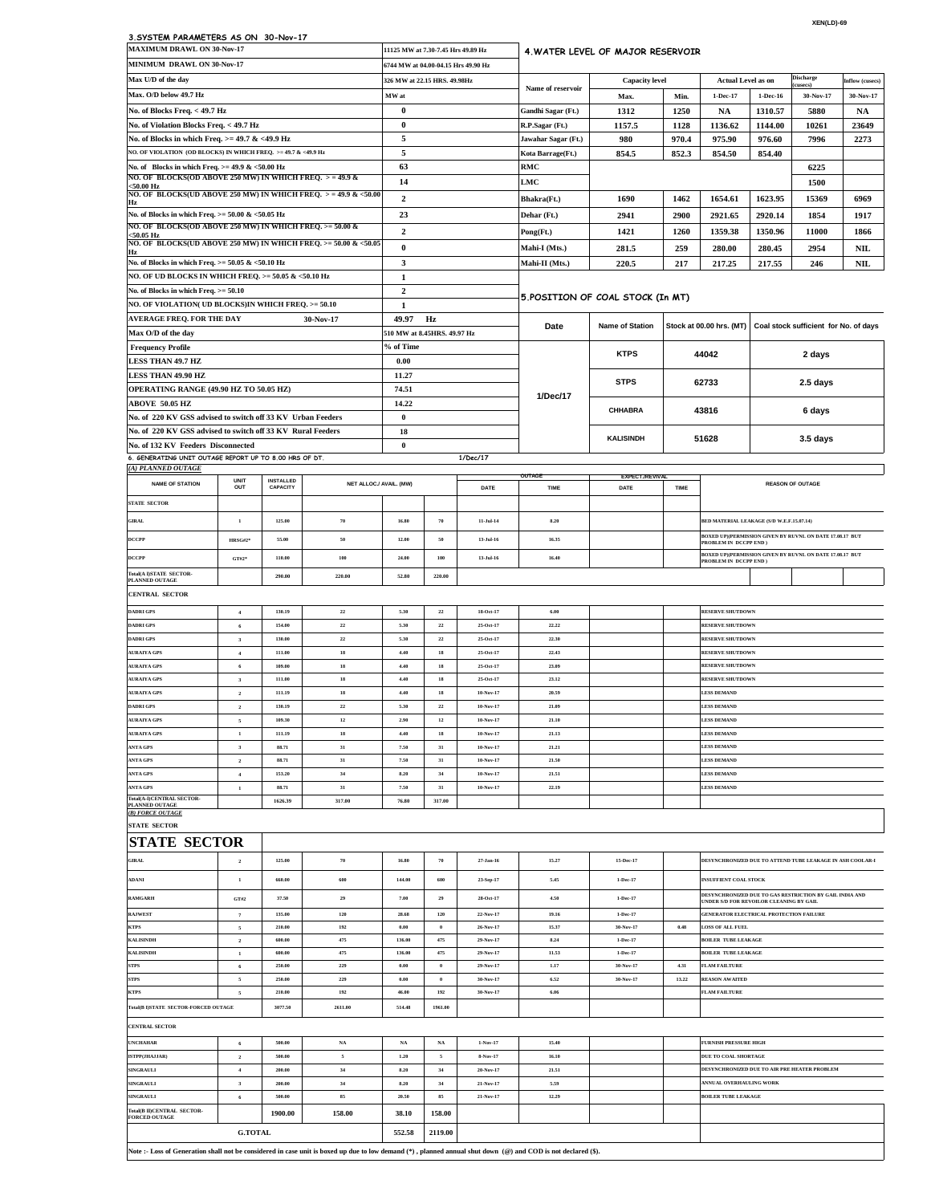XEN(LD)-69

## 3.SYSTEM PARAMETERS AS ON 30-Nov-17

| | |
|---|---|
| MAXIMUM DRAWL ON 30-Nov-17 | 11125 MW at 7.30-7.45 Hrs 49.89 Hz |
| MINIMUM DRAWL ON 30-Nov-17 | 6744 MW at 04.00-04.15 Hrs 49.90 Hz |
| Max U/D of the day | 326 MW at 22.15 HRS. 49.98Hz |
| Max. O/D below 49.7 Hz | MW at |
| No. of Blocks Freq. < 49.7 Hz | 0 |
| No. of Violation Blocks Freq. < 49.7 Hz | 0 |
| No. of Blocks in which Freq. >= 49.7 & <49.9 Hz | 5 |
| NO. OF VIOLATION (OD BLOCKS) IN WHICH FREQ. >= 49.7 & <49.9 Hz | 5 |
| No. of Blocks in which Freq. >= 49.9 & <50.00 Hz | 63 |
| NO. OF BLOCKS(OD ABOVE 250 MW) IN WHICH FREQ. > = 49.9 & <50.00 Hz | 14 |
| NO. OF BLOCKS(UD ABOVE 250 MW) IN WHICH FREQ. > = 49.9 & <50.00 Hz | 2 |
| No. of Blocks in which Freq. >= 50.00 & <50.05 Hz | 23 |
| NO. OF BLOCKS(OD ABOVE 250 MW) IN WHICH FREQ. >= 50.00 & <50.05 Hz | 2 |
| NO. OF BLOCKS(UD ABOVE 250 MW) IN WHICH FREQ. >= 50.00 & <50.05 Hz | 0 |
| No. of Blocks in which Freq. >= 50.05 & <50.10 Hz | 3 |
| NO. OF UD BLOCKS IN WHICH FREQ. >= 50.05 & <50.10 Hz | 1 |
| No. of Blocks in which Freq. >= 50.10 | 2 |
| NO. OF VIOLATION( UD BLOCKS)IN WHICH FREQ. >= 50.10 | 1 |
| AVERAGE FREQ. FOR THE DAY 30-Nov-17 | 49.97 Hz |
| Max O/D of the day | 510 MW at 8.45HRS. 49.97 Hz |
| Frequency Profile | % of Time |
| LESS THAN 49.7 HZ | 0.00 |
| LESS THAN 49.90 HZ | 11.27 |
| OPERATING RANGE (49.90 HZ TO 50.05 HZ) | 74.51 |
| ABOVE 50.05 HZ | 14.22 |
| No. of 220 KV GSS advised to switch off 33 KV Urban Feeders | 0 |
| No. of 220 KV GSS advised to switch off 33 KV Rural Feeders | 18 |
| No. of 132 KV Feeders Disconnected | 0 |

## 4.WATER LEVEL OF MAJOR RESERVOIR

| Name of reservoir | Capacity level | | Actual Level as on | | Discharge (cusecs) | Inflow (cusecs) |
|---|---|---|---|---|---|---|
| | Max. | Min. | 1-Dec-17 | 1-Dec-16 | 30-Nov-17 | 30-Nov-17 |
| Gandhi Sagar (Ft.) | 1312 | 1250 | NA | 1310.57 | 5880 | NA |
| R.P.Sagar (Ft.) | 1157.5 | 1128 | 1136.62 | 1144.00 | 10261 | 23649 |
| Jawahar Sagar (Ft.) | 980 | 970.4 | 975.90 | 976.60 | 7996 | 2273 |
| Kota Barrage(Ft.) | 854.5 | 852.3 | 854.50 | 854.40 | | |
| RMC | | | | | 6225 | |
| LMC | | | | | 1500 | |
| Bhakra(Ft.) | 1690 | 1462 | 1654.61 | 1623.95 | 15369 | 6969 |
| Dehar (Ft.) | 2941 | 2900 | 2921.65 | 2920.14 | 1854 | 1917 |
| Pong(Ft.) | 1421 | 1260 | 1359.38 | 1350.96 | 11000 | 1866 |
| Mahi-I (Mts.) | 281.5 | 259 | 280.00 | 280.45 | 2954 | NIL |
| Mahi-II (Mts.) | 220.5 | 217 | 217.25 | 217.55 | 246 | NIL |

## 5.POSITION OF COAL STOCK (In MT)

| Date | Name of Station | Stock at 00.00 hrs. (MT) | Coal stock sufficient for No. of days |
|---|---|---|---|
| 1/Dec/17 | KTPS | 44042 | 2 days |
| | STPS | 62733 | 2.5 days |
| | CHHABRA | 43816 | 6 days |
| | KALISINDH | 51628 | 3.5 days |

## 6. GENERATING UNIT OUTAGE REPORT UP TO 8.00 HRS OF DT. 1/Dec/17

*(A) PLANNED OUTAGE*

| NAME OF STATION | UNIT OUT | INSTALLED CAPACITY | NET ALLOC./ AVAIL. (MW) | | | OUTAGE DATE | OUTAGE TIME | EXPECT./REVIVAL DATE | EXPECT./REVIVAL TIME | REASON OF OUTAGE |
|---|---|---|---|---|---|---|---|---|---|---|
| **STATE SECTOR** | | | | | | | | | | |
| GIRAL | 1 | 125.00 | 70 | 16.80 | 70 | 11-Jul-14 | 8.20 | | | BED MATERIAL LEAKAGE (S/D W.E.F.15.07.14) |
| DCCPP | HRSG#2* | 55.00 | 50 | 12.00 | 50 | 13-Jul-16 | 16.35 | | | BOXED UP)(PERMISSION GIVEN BY RUVNL ON DATE 17.08.17 BUT PROBLEM IN DCCPP END ) |
| DCCPP | GT#2* | 110.00 | 100 | 24.00 | 100 | 13-Jul-16 | 16.40 | | | BOXED UP)(PERMISSION GIVEN BY RUVNL ON DATE 17.08.17 BUT PROBLEM IN DCCPP END ) |
| Total(A I)STATE SECTOR-PLANNED OUTAGE | | 290.00 | 220.00 | 52.80 | 220.00 | | | | | |
| **CENTRAL SECTOR** | | | | | | | | | | |
| DADRI GPS | 4 | 130.19 | 22 | 5.30 | 22 | 18-Oct-17 | 6.00 | | | RESERVE SHUTDOWN |
| DADRI GPS | 6 | 154.00 | 22 | 5.30 | 22 | 25-Oct-17 | 22.22 | | | RESERVE SHUTDOWN |
| DADRI GPS | 3 | 130.00 | 22 | 5.30 | 22 | 25-Oct-17 | 22.30 | | | RESERVE SHUTDOWN |
| AURAIYA GPS | 4 | 111.00 | 18 | 4.40 | 18 | 25-Oct-17 | 22.43 | | | RESERVE SHUTDOWN |
| AURAIYA GPS | 6 | 109.00 | 18 | 4.40 | 18 | 25-Oct-17 | 23.09 | | | RESERVE SHUTDOWN |
| AURAIYA GPS | 3 | 111.00 | 18 | 4.40 | 18 | 25-Oct-17 | 23.12 | | | RESERVE SHUTDOWN |
| AURAIYA GPS | 2 | 111.19 | 18 | 4.40 | 18 | 10-Nov-17 | 20.59 | | | LESS DEMAND |
| DADRI GPS | 2 | 130.19 | 22 | 5.30 | 22 | 10-Nov-17 | 21.09 | | | LESS DEMAND |
| AURAIYA GPS | 5 | 109.30 | 12 | 2.90 | 12 | 10-Nov-17 | 21.10 | | | LESS DEMAND |
| AURAIYA GPS | 1 | 111.19 | 18 | 4.40 | 18 | 10-Nov-17 | 21.13 | | | LESS DEMAND |
| ANTA GPS | 3 | 88.71 | 31 | 7.50 | 31 | 10-Nov-17 | 21.21 | | | LESS DEMAND |
| ANTA GPS | 2 | 88.71 | 31 | 7.50 | 31 | 10-Nov-17 | 21.50 | | | LESS DEMAND |
| ANTA GPS | 4 | 153.20 | 34 | 8.20 | 34 | 10-Nov-17 | 21.51 | | | LESS DEMAND |
| ANTA GPS | 1 | 88.71 | 31 | 7.50 | 31 | 10-Nov-17 | 22.19 | | | LESS DEMAND |
| Total(A-I)CENTRAL SECTOR-PLANNED OUTAGE | | 1626.39 | 317.00 | 76.80 | 317.00 | | | | | |

*(B) FORCE OUTAGE*

| NAME OF STATION | UNIT OUT | INSTALLED CAPACITY | NET ALLOC./ AVAIL. (MW) | | | OUTAGE DATE | OUTAGE TIME | EXPECT./REVIVAL DATE | EXPECT./REVIVAL TIME | REASON OF OUTAGE |
|---|---|---|---|---|---|---|---|---|---|---|
| **STATE SECTOR** | | | | | | | | | | |
| GIRAL | 2 | 125.00 | 70 | 16.80 | 70 | 27-Jan-16 | 15.27 | 15-Dec-17 | | DESYNCHRONIZED DUE TO ATTEND TUBE LEAKAGE IN ASH COOLAR-I |
| ADANI | 1 | 660.00 | 600 | 144.00 | 600 | 23-Sep-17 | 5.45 | 1-Dec-17 | | INSUFFIENT COAL STOCK |
| RAMGARH | GT#2 | 37.50 | 29 | 7.00 | 29 | 28-Oct-17 | 4.50 | 1-Dec-17 | | DESYNCHRONIZED DUE TO GAS RESTRICTION BY GAIL INDIA AND UNDER S/D FOR REVOILOR CLEANING BY GAIL |
| RAJWEST | 7 | 135.00 | 120 | 28.68 | 120 | 22-Nov-17 | 19.16 | 1-Dec-17 | | GENERATOR ELECTRICAL PROTECTION FAILURE |
| KTPS | 5 | 210.00 | 192 | 0.00 | 0 | 26-Nov-17 | 15.37 | 30-Nov-17 | 0.48 | LOSS OF ALL FUEL |
| KALISINDH | 2 | 600.00 | 475 | 136.00 | 475 | 29-Nov-17 | 8.24 | 1-Dec-17 | | BOILER TUBE LEAKAGE |
| KALISINDH | 1 | 600.00 | 475 | 136.00 | 475 | 29-Nov-17 | 11.53 | 1-Dec-17 | | BOILER TUBE LEAKAGE |
| STPS | 6 | 250.00 | 229 | 0.00 | 0 | 29-Nov-17 | 1.17 | 30-Nov-17 | 4.31 | FLAM FAILTURE |
| STPS | 5 | 250.00 | 229 | 0.00 | 0 | 30-Nov-17 | 6.52 | 30-Nov-17 | 13.22 | REASON AWAITED |
| KTPS | 5 | 210.00 | 192 | 46.00 | 192 | 30-Nov-17 | 6.06 | | | FLAM FAILURE |
| Total(B I)STATE SECTOR-FORCED OUTAGE | | 3077.50 | 2611.00 | 514.48 | 1961.00 | | | | | |
| **CENTRAL SECTOR** | | | | | | | | | | |
| UNCHAHAR | 6 | 500.00 | NA | NA | NA | 1-Nov-17 | 15.40 | | | FURNISH PRESSURE HIGH |
| ISTPP(JHAJJAR) | 2 | 500.00 | 5 | 1.20 | 5 | 8-Nov-17 | 16.10 | | | DUE TO COAL SHORTAGE |
| SINGRAULI | 4 | 200.00 | 34 | 8.20 | 34 | 20-Nov-17 | 21.51 | | | DESYNCHRONIZED DUE TO AIR PRE HEATER PROBLEM |
| SINGRAULI | 3 | 200.00 | 34 | 8.20 | 34 | 21-Nov-17 | 5.59 | | | ANNUAL OVERHAULING WORK |
| SINGRAULI | 6 | 500.00 | 85 | 20.50 | 85 | 21-Nov-17 | 12.29 | | | BOILER TUBE LEAKAGE |
| Total(B II)CENTRAL SECTOR-FORCED OUTAGE | | 1900.00 | 158.00 | 38.10 | 158.00 | | | | | |
| G.TOTAL | | | | 552.58 | 2119.00 | | | | | |

Note :- Loss of Generation shall not be considered in case unit is boxed up due to low demand (*) , planned annual shut down (@) and COD is not declared ($).